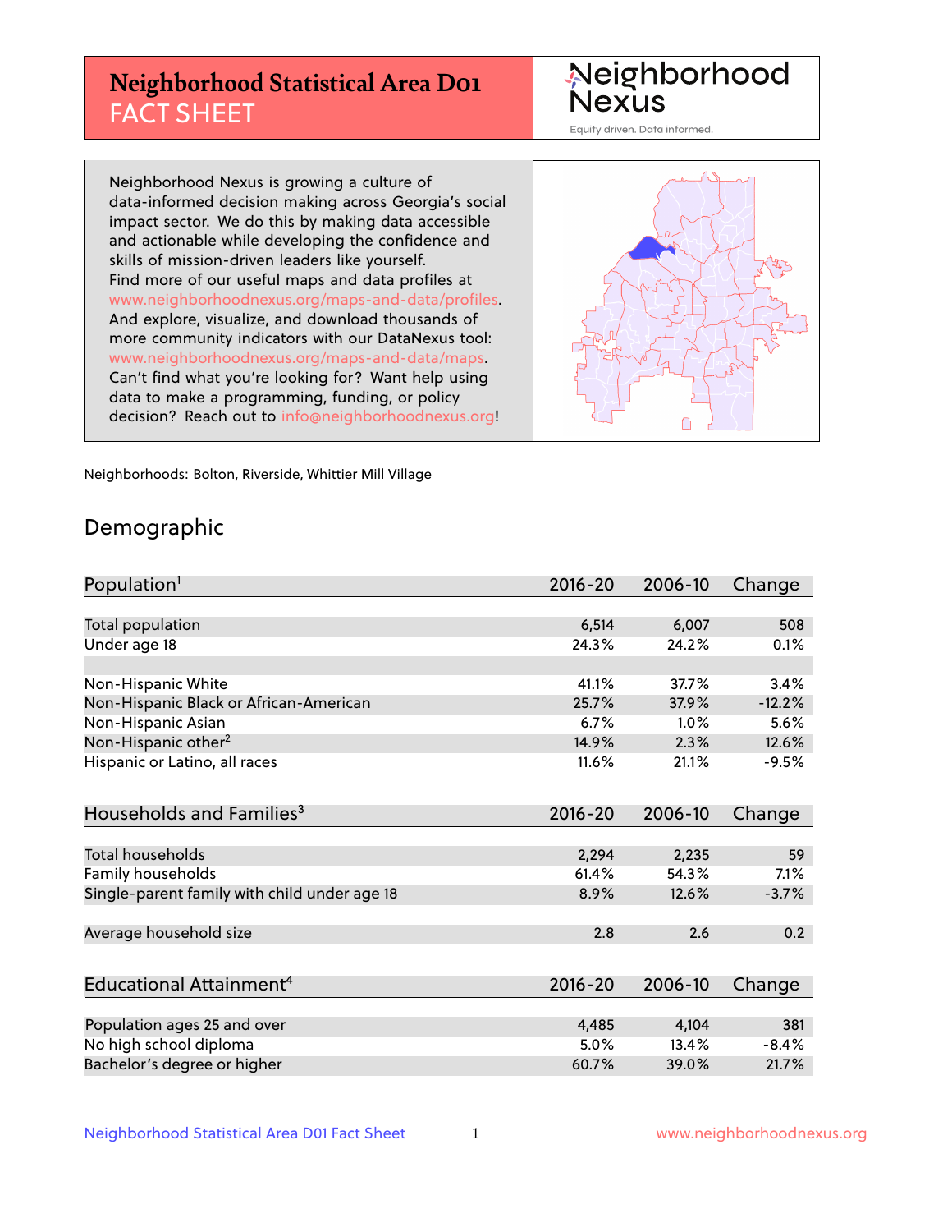# Neighborhood Statistical Area D01 FACT SHEET

Neighborhood Nexus

Equity driven. Data informed.

Neighborhood Nexus is growing a culture of data-informed decision making across Georgia's social impact sector. We do this by making data accessible and actionable while developing the confidence and skills of mission-driven leaders like yourself. Find more of our useful maps and data profiles at www.neighborhoodnexus.org/maps-and-data/profiles. And explore, visualize, and download thousands of more community indicators with our DataNexus tool: www.neighborhoodnexus.org/maps-and-data/maps. Can't find what you're looking for? Want help using data to make a programming, funding, or policy decision? Reach out to info@neighborhoodnexus.org!

Neighborhoods: Bolton, Riverside, Whittier Mill Village

## Demographic

| Population[1] | 2016-20 | 2006-10 | Change |
|---|---|---|---|
| Total population | 6,514 | 6,007 | 508 |
| Under age 18 | 24.3% | 24.2% | 0.1% |
| | | | |
| Non-Hispanic White | 41.1% | 37.7% | 3.4% |
| Non-Hispanic Black or African-American | 25.7% | 37.9% | -12.2% |
| Non-Hispanic Asian | 6.7% | 1.0% | 5.6% |
| Non-Hispanic other[2] | 14.9% | 2.3% | 12.6% |
| Hispanic or Latino, all races | 11.6% | 21.1% | -9.5% |

| Households and Families[3] | 2016-20 | 2006-10 | Change |
|---|---|---|---|
| Total households | 2,294 | 2,235 | 59 |
| Family households | 61.4% | 54.3% | 7.1% |
| Single-parent family with child under age 18 | 8.9% | 12.6% | -3.7% |
| | | | |
| Average household size | 2.8 | 2.6 | 0.2 |

| Educational Attainment[4] | 2016-20 | 2006-10 | Change |
|---|---|---|---|
| Population ages 25 and over | 4,485 | 4,104 | 381 |
| No high school diploma | 5.0% | 13.4% | -8.4% |
| Bachelor's degree or higher | 60.7% | 39.0% | 21.7% |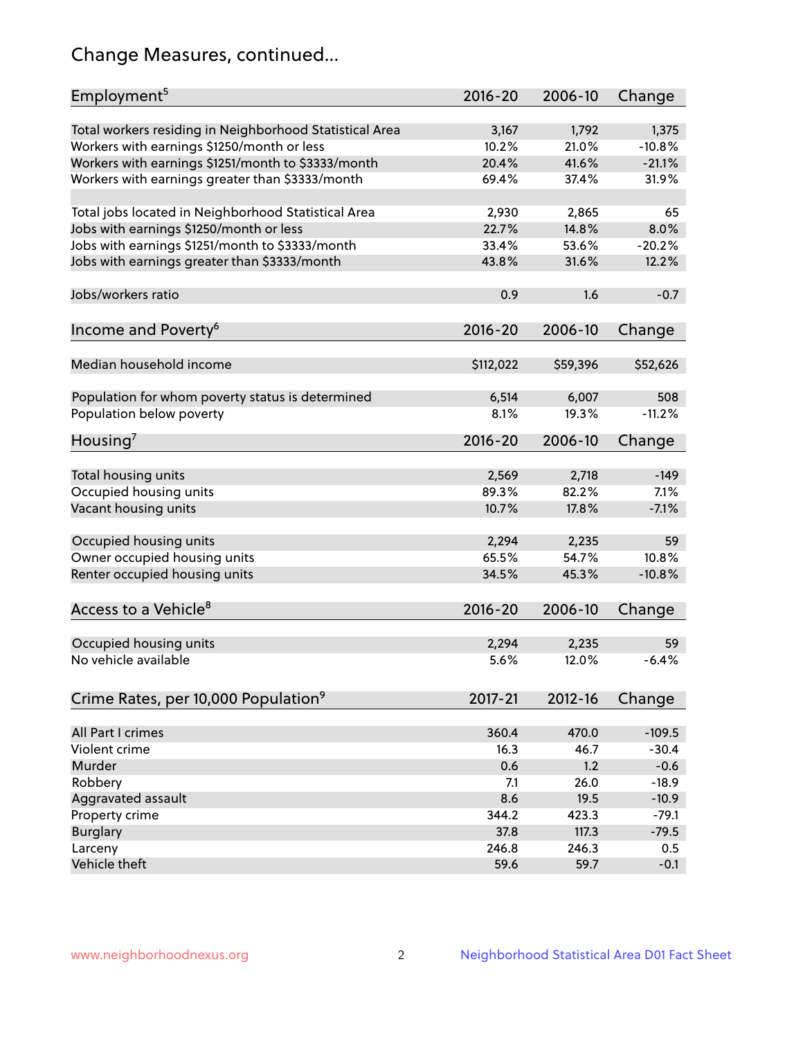## Change Measures, continued...

| Employment[5] | 2016-20 | 2006-10 | Change |
|---|---|---|---|
| Total workers residing in Neighborhood Statistical Area | 3,167 | 1,792 | 1,375 |
| Workers with earnings $1250/month or less | 10.2% | 21.0% | -10.8% |
| Workers with earnings $1251/month to $3333/month | 20.4% | 41.6% | -21.1% |
| Workers with earnings greater than $3333/month | 69.4% | 37.4% | 31.9% |
| | | | |
| Total jobs located in Neighborhood Statistical Area | 2,930 | 2,865 | 65 |
| Jobs with earnings $1250/month or less | 22.7% | 14.8% | 8.0% |
| Jobs with earnings $1251/month to $3333/month | 33.4% | 53.6% | -20.2% |
| Jobs with earnings greater than $3333/month | 43.8% | 31.6% | 12.2% |
| | | | |
| Jobs/workers ratio | 0.9 | 1.6 | -0.7 |

| Income and Poverty[6] | 2016-20 | 2006-10 | Change |
|---|---|---|---|
| Median household income | $112,022 | $59,396 | $52,626 |
| | | | |
| Population for whom poverty status is determined | 6,514 | 6,007 | 508 |
| Population below poverty | 8.1% | 19.3% | -11.2% |

| Housing[7] | 2016-20 | 2006-10 | Change |
|---|---|---|---|
| Total housing units | 2,569 | 2,718 | -149 |
| Occupied housing units | 89.3% | 82.2% | 7.1% |
| Vacant housing units | 10.7% | 17.8% | -7.1% |
| | | | |
| Occupied housing units | 2,294 | 2,235 | 59 |
| Owner occupied housing units | 65.5% | 54.7% | 10.8% |
| Renter occupied housing units | 34.5% | 45.3% | -10.8% |

| Access to a Vehicle[8] | 2016-20 | 2006-10 | Change |
|---|---|---|---|
| Occupied housing units | 2,294 | 2,235 | 59 |
| No vehicle available | 5.6% | 12.0% | -6.4% |

| Crime Rates, per 10,000 Population[9] | 2017-21 | 2012-16 | Change |
|---|---|---|---|
| All Part I crimes | 360.4 | 470.0 | -109.5 |
| Violent crime | 16.3 | 46.7 | -30.4 |
| Murder | 0.6 | 1.2 | -0.6 |
| Robbery | 7.1 | 26.0 | -18.9 |
| Aggravated assault | 8.6 | 19.5 | -10.9 |
| Property crime | 344.2 | 423.3 | -79.1 |
| Burglary | 37.8 | 117.3 | -79.5 |
| Larceny | 246.8 | 246.3 | 0.5 |
| Vehicle theft | 59.6 | 59.7 | -0.1 |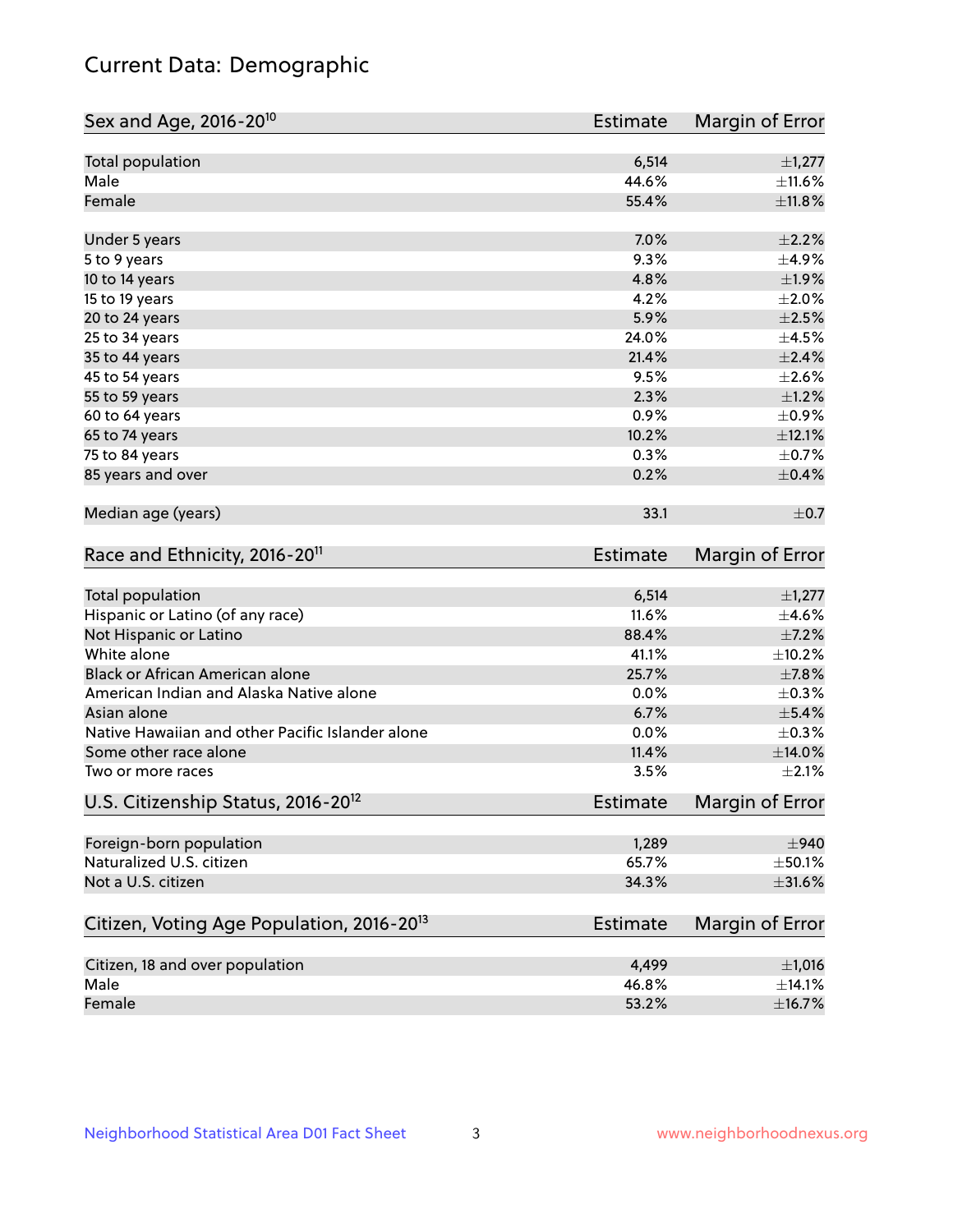# Current Data: Demographic

| Sex and Age, 2016-20[10] | Estimate | Margin of Error |
| --- | --- | --- |
| Total population | 6,514 | ±1,277 |
| Male | 44.6% | ±11.6% |
| Female | 55.4% | ±11.8% |
| Under 5 years | 7.0% | ±2.2% |
| 5 to 9 years | 9.3% | ±4.9% |
| 10 to 14 years | 4.8% | ±1.9% |
| 15 to 19 years | 4.2% | ±2.0% |
| 20 to 24 years | 5.9% | ±2.5% |
| 25 to 34 years | 24.0% | ±4.5% |
| 35 to 44 years | 21.4% | ±2.4% |
| 45 to 54 years | 9.5% | ±2.6% |
| 55 to 59 years | 2.3% | ±1.2% |
| 60 to 64 years | 0.9% | ±0.9% |
| 65 to 74 years | 10.2% | ±12.1% |
| 75 to 84 years | 0.3% | ±0.7% |
| 85 years and over | 0.2% | ±0.4% |
| Median age (years) | 33.1 | ±0.7 |

| Race and Ethnicity, 2016-20[11] | Estimate | Margin of Error |
| --- | --- | --- |
| Total population | 6,514 | ±1,277 |
| Hispanic or Latino (of any race) | 11.6% | ±4.6% |
| Not Hispanic or Latino | 88.4% | ±7.2% |
| White alone | 41.1% | ±10.2% |
| Black or African American alone | 25.7% | ±7.8% |
| American Indian and Alaska Native alone | 0.0% | ±0.3% |
| Asian alone | 6.7% | ±5.4% |
| Native Hawaiian and other Pacific Islander alone | 0.0% | ±0.3% |
| Some other race alone | 11.4% | ±14.0% |
| Two or more races | 3.5% | ±2.1% |

| U.S. Citizenship Status, 2016-20[12] | Estimate | Margin of Error |
| --- | --- | --- |
| Foreign-born population | 1,289 | ±940 |
| Naturalized U.S. citizen | 65.7% | ±50.1% |
| Not a U.S. citizen | 34.3% | ±31.6% |

| Citizen, Voting Age Population, 2016-20[13] | Estimate | Margin of Error |
| --- | --- | --- |
| Citizen, 18 and over population | 4,499 | ±1,016 |
| Male | 46.8% | ±14.1% |
| Female | 53.2% | ±16.7% |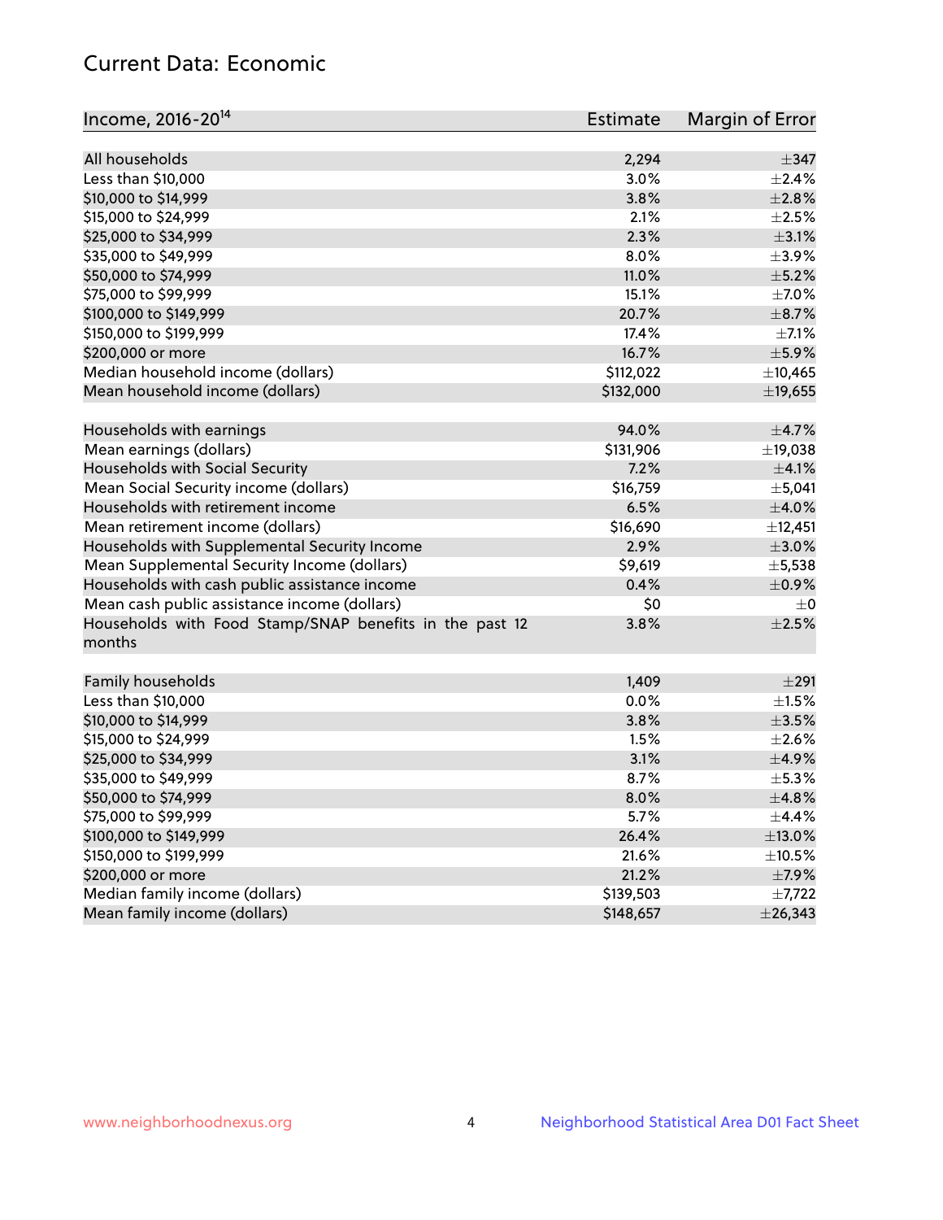## Current Data: Economic

| Income, 2016-20[14] | Estimate | Margin of Error |
|---|---|---|
| All households | 2,294 | ±347 |
| Less than $10,000 | 3.0% | ±2.4% |
| $10,000 to $14,999 | 3.8% | ±2.8% |
| $15,000 to $24,999 | 2.1% | ±2.5% |
| $25,000 to $34,999 | 2.3% | ±3.1% |
| $35,000 to $49,999 | 8.0% | ±3.9% |
| $50,000 to $74,999 | 11.0% | ±5.2% |
| $75,000 to $99,999 | 15.1% | ±7.0% |
| $100,000 to $149,999 | 20.7% | ±8.7% |
| $150,000 to $199,999 | 17.4% | ±7.1% |
| $200,000 or more | 16.7% | ±5.9% |
| Median household income (dollars) | $112,022 | ±10,465 |
| Mean household income (dollars) | $132,000 | ±19,655 |
| | | |
| Households with earnings | 94.0% | ±4.7% |
| Mean earnings (dollars) | $131,906 | ±19,038 |
| Households with Social Security | 7.2% | ±4.1% |
| Mean Social Security income (dollars) | $16,759 | ±5,041 |
| Households with retirement income | 6.5% | ±4.0% |
| Mean retirement income (dollars) | $16,690 | ±12,451 |
| Households with Supplemental Security Income | 2.9% | ±3.0% |
| Mean Supplemental Security Income (dollars) | $9,619 | ±5,538 |
| Households with cash public assistance income | 0.4% | ±0.9% |
| Mean cash public assistance income (dollars) | $0 | ±0 |
| Households with Food Stamp/SNAP benefits in the past 12 months | 3.8% | ±2.5% |
| | | |
| Family households | 1,409 | ±291 |
| Less than $10,000 | 0.0% | ±1.5% |
| $10,000 to $14,999 | 3.8% | ±3.5% |
| $15,000 to $24,999 | 1.5% | ±2.6% |
| $25,000 to $34,999 | 3.1% | ±4.9% |
| $35,000 to $49,999 | 8.7% | ±5.3% |
| $50,000 to $74,999 | 8.0% | ±4.8% |
| $75,000 to $99,999 | 5.7% | ±4.4% |
| $100,000 to $149,999 | 26.4% | ±13.0% |
| $150,000 to $199,999 | 21.6% | ±10.5% |
| $200,000 or more | 21.2% | ±7.9% |
| Median family income (dollars) | $139,503 | ±7,722 |
| Mean family income (dollars) | $148,657 | ±26,343 |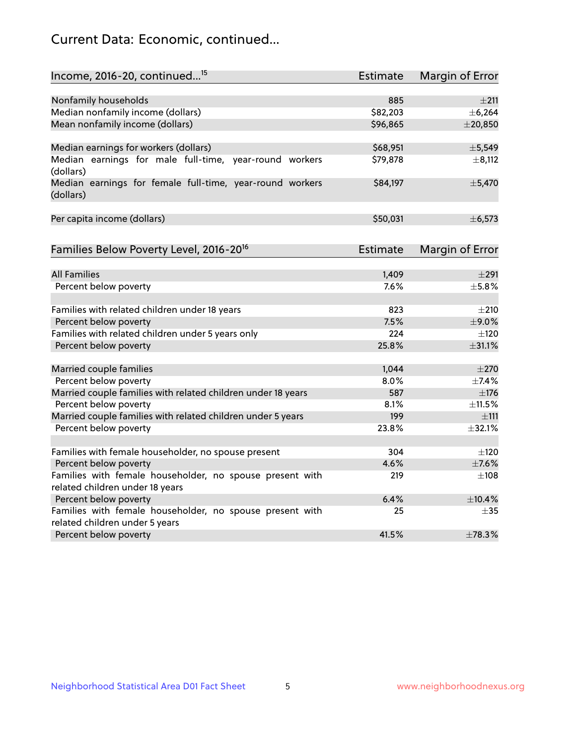## Current Data: Economic, continued...

| Income, 2016-20, continued...[15] | Estimate | Margin of Error |
|---|---|---|
| Nonfamily households | 885 | ±211 |
| Median nonfamily income (dollars) | $82,203 | ±6,264 |
| Mean nonfamily income (dollars) | $96,865 | ±20,850 |
| | | |
| Median earnings for workers (dollars) | $68,951 | ±5,549 |
| Median earnings for male full-time, year-round workers (dollars) | $79,878 | ±8,112 |
| Median earnings for female full-time, year-round workers (dollars) | $84,197 | ±5,470 |
| | | |
| Per capita income (dollars) | $50,031 | ±6,573 |

| Families Below Poverty Level, 2016-20[16] | Estimate | Margin of Error |
|---|---|---|
| All Families | 1,409 | ±291 |
| Percent below poverty | 7.6% | ±5.8% |
| | | |
| Families with related children under 18 years | 823 | ±210 |
| Percent below poverty | 7.5% | ±9.0% |
| Families with related children under 5 years only | 224 | ±120 |
| Percent below poverty | 25.8% | ±31.1% |
| | | |
| Married couple families | 1,044 | ±270 |
| Percent below poverty | 8.0% | ±7.4% |
| Married couple families with related children under 18 years | 587 | ±176 |
| Percent below poverty | 8.1% | ±11.5% |
| Married couple families with related children under 5 years | 199 | ±111 |
| Percent below poverty | 23.8% | ±32.1% |
| | | |
| Families with female householder, no spouse present | 304 | ±120 |
| Percent below poverty | 4.6% | ±7.6% |
| Families with female householder, no spouse present with related children under 18 years | 219 | ±108 |
| Percent below poverty | 6.4% | ±10.4% |
| Families with female householder, no spouse present with related children under 5 years | 25 | ±35 |
| Percent below poverty | 41.5% | ±78.3% |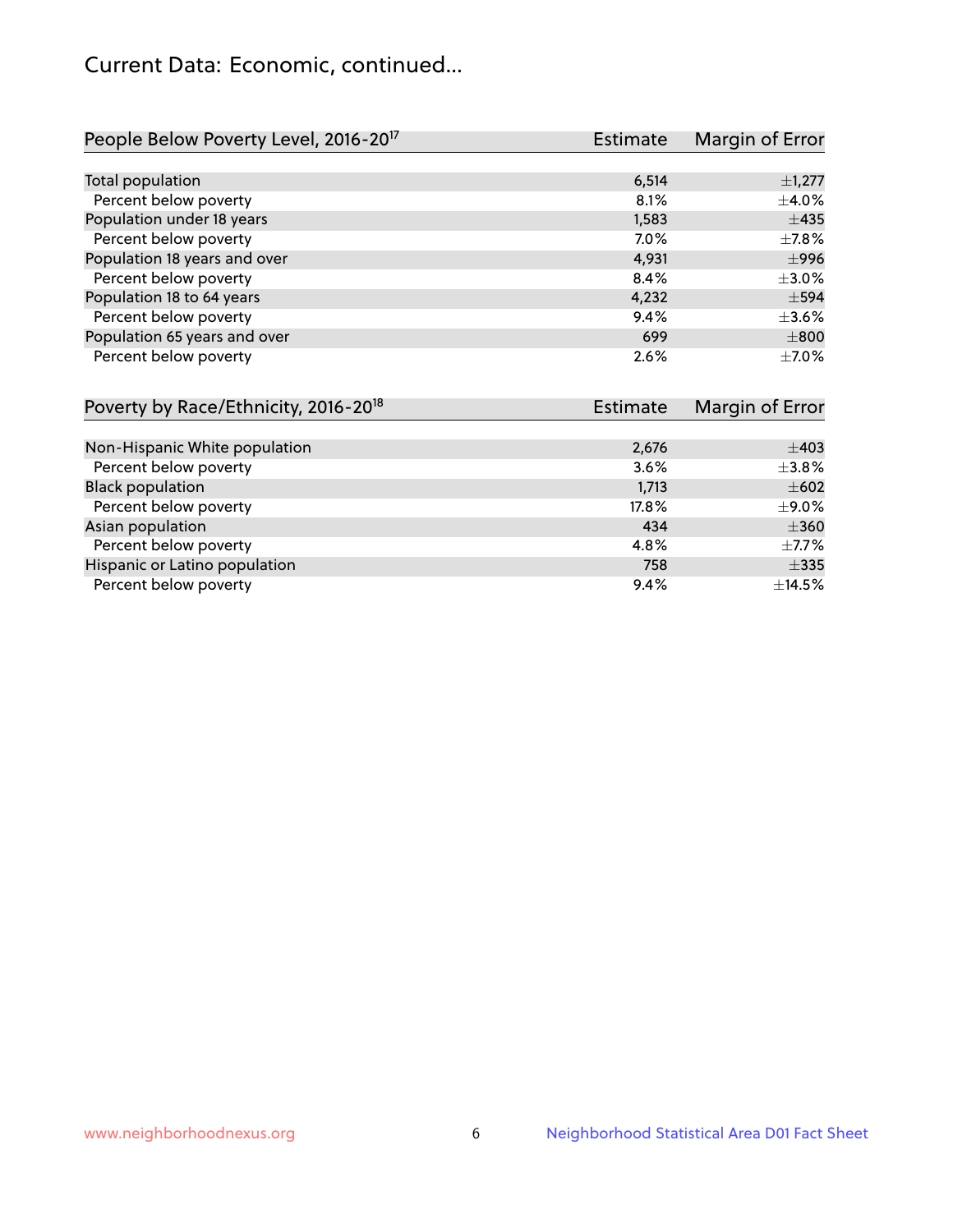# Current Data: Economic, continued...

| People Below Poverty Level, 2016-20[17] | Estimate | Margin of Error |
|---|---|---|
| Total population | 6,514 | ±1,277 |
| Percent below poverty | 8.1% | ±4.0% |
| Population under 18 years | 1,583 | ±435 |
| Percent below poverty | 7.0% | ±7.8% |
| Population 18 years and over | 4,931 | ±996 |
| Percent below poverty | 8.4% | ±3.0% |
| Population 18 to 64 years | 4,232 | ±594 |
| Percent below poverty | 9.4% | ±3.6% |
| Population 65 years and over | 699 | ±800 |
| Percent below poverty | 2.6% | ±7.0% |

| Poverty by Race/Ethnicity, 2016-20[18] | Estimate | Margin of Error |
|---|---|---|
| Non-Hispanic White population | 2,676 | ±403 |
| Percent below poverty | 3.6% | ±3.8% |
| Black population | 1,713 | ±602 |
| Percent below poverty | 17.8% | ±9.0% |
| Asian population | 434 | ±360 |
| Percent below poverty | 4.8% | ±7.7% |
| Hispanic or Latino population | 758 | ±335 |
| Percent below poverty | 9.4% | ±14.5% |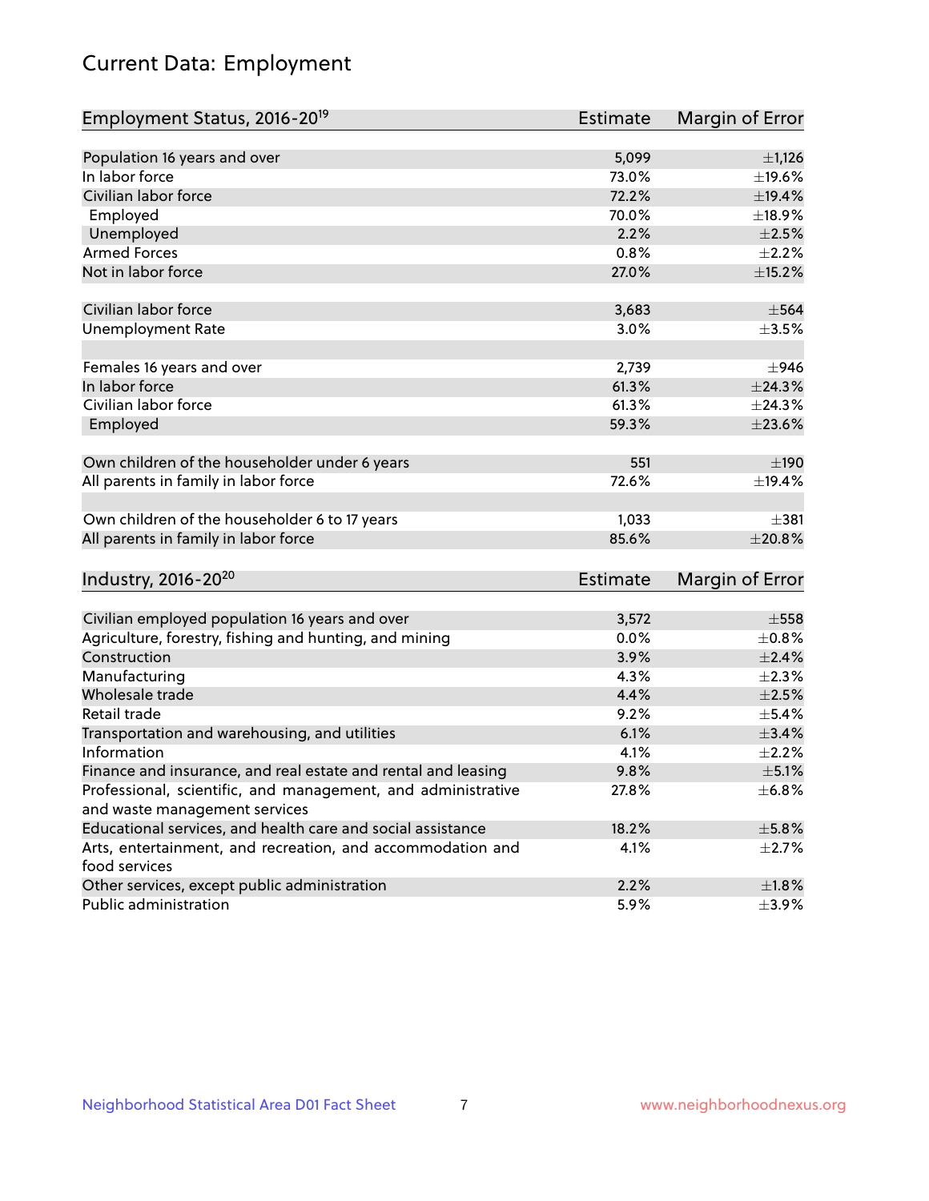# Current Data: Employment

| Employment Status, 2016-20[19] | Estimate | Margin of Error |
|---|---|---|
| Population 16 years and over | 5,099 | ±1,126 |
| In labor force | 73.0% | ±19.6% |
| Civilian labor force | 72.2% | ±19.4% |
| Employed | 70.0% | ±18.9% |
| Unemployed | 2.2% | ±2.5% |
| Armed Forces | 0.8% | ±2.2% |
| Not in labor force | 27.0% | ±15.2% |
| | | |
| Civilian labor force | 3,683 | ±564 |
| Unemployment Rate | 3.0% | ±3.5% |
| | | |
| Females 16 years and over | 2,739 | ±946 |
| In labor force | 61.3% | ±24.3% |
| Civilian labor force | 61.3% | ±24.3% |
| Employed | 59.3% | ±23.6% |
| | | |
| Own children of the householder under 6 years | 551 | ±190 |
| All parents in family in labor force | 72.6% | ±19.4% |
| | | |
| Own children of the householder 6 to 17 years | 1,033 | ±381 |
| All parents in family in labor force | 85.6% | ±20.8% |

| Industry, 2016-20[20] | Estimate | Margin of Error |
|---|---|---|
| Civilian employed population 16 years and over | 3,572 | ±558 |
| Agriculture, forestry, fishing and hunting, and mining | 0.0% | ±0.8% |
| Construction | 3.9% | ±2.4% |
| Manufacturing | 4.3% | ±2.3% |
| Wholesale trade | 4.4% | ±2.5% |
| Retail trade | 9.2% | ±5.4% |
| Transportation and warehousing, and utilities | 6.1% | ±3.4% |
| Information | 4.1% | ±2.2% |
| Finance and insurance, and real estate and rental and leasing | 9.8% | ±5.1% |
| Professional, scientific, and management, and administrative and waste management services | 27.8% | ±6.8% |
| Educational services, and health care and social assistance | 18.2% | ±5.8% |
| Arts, entertainment, and recreation, and accommodation and food services | 4.1% | ±2.7% |
| Other services, except public administration | 2.2% | ±1.8% |
| Public administration | 5.9% | ±3.9% |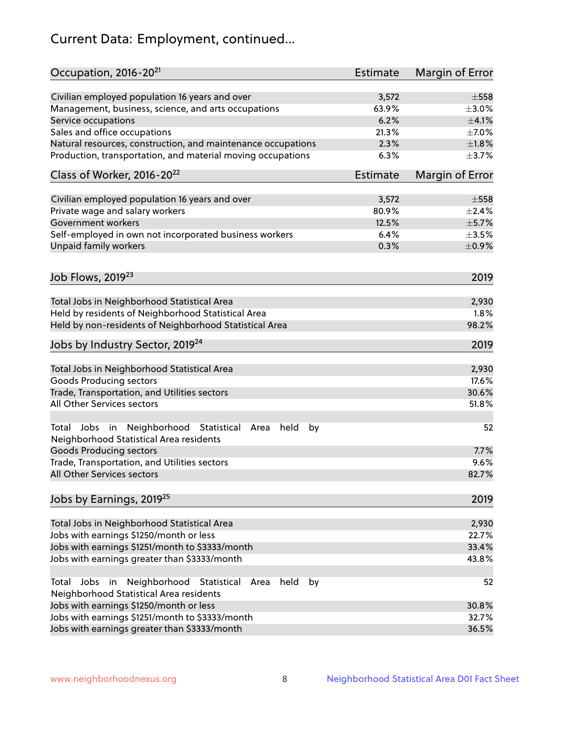# Current Data: Employment, continued...

| Occupation, 2016-20[21] | Estimate | Margin of Error |
|---|---|---|
| Civilian employed population 16 years and over | 3,572 | ±558 |
| Management, business, science, and arts occupations | 63.9% | ±3.0% |
| Service occupations | 6.2% | ±4.1% |
| Sales and office occupations | 21.3% | ±7.0% |
| Natural resources, construction, and maintenance occupations | 2.3% | ±1.8% |
| Production, transportation, and material moving occupations | 6.3% | ±3.7% |

| Class of Worker, 2016-20[22] | Estimate | Margin of Error |
|---|---|---|
| Civilian employed population 16 years and over | 3,572 | ±558 |
| Private wage and salary workers | 80.9% | ±2.4% |
| Government workers | 12.5% | ±5.7% |
| Self-employed in own not incorporated business workers | 6.4% | ±3.5% |
| Unpaid family workers | 0.3% | ±0.9% |

| Job Flows, 2019[23] | 2019 |
|---|---|
| Total Jobs in Neighborhood Statistical Area | 2,930 |
| Held by residents of Neighborhood Statistical Area | 1.8% |
| Held by non-residents of Neighborhood Statistical Area | 98.2% |

| Jobs by Industry Sector, 2019[24] | 2019 |
|---|---|
| Total Jobs in Neighborhood Statistical Area | 2,930 |
| Goods Producing sectors | 17.6% |
| Trade, Transportation, and Utilities sectors | 30.6% |
| All Other Services sectors | 51.8% |
| | |
| Total Jobs in Neighborhood Statistical Area held by Neighborhood Statistical Area residents | 52 |
| Goods Producing sectors | 7.7% |
| Trade, Transportation, and Utilities sectors | 9.6% |
| All Other Services sectors | 82.7% |

| Jobs by Earnings, 2019[25] | 2019 |
|---|---|
| Total Jobs in Neighborhood Statistical Area | 2,930 |
| Jobs with earnings $1250/month or less | 22.7% |
| Jobs with earnings $1251/month to $3333/month | 33.4% |
| Jobs with earnings greater than $3333/month | 43.8% |
| | |
| Total Jobs in Neighborhood Statistical Area held by Neighborhood Statistical Area residents | 52 |
| Jobs with earnings $1250/month or less | 30.8% |
| Jobs with earnings $1251/month to $3333/month | 32.7% |
| Jobs with earnings greater than $3333/month | 36.5% |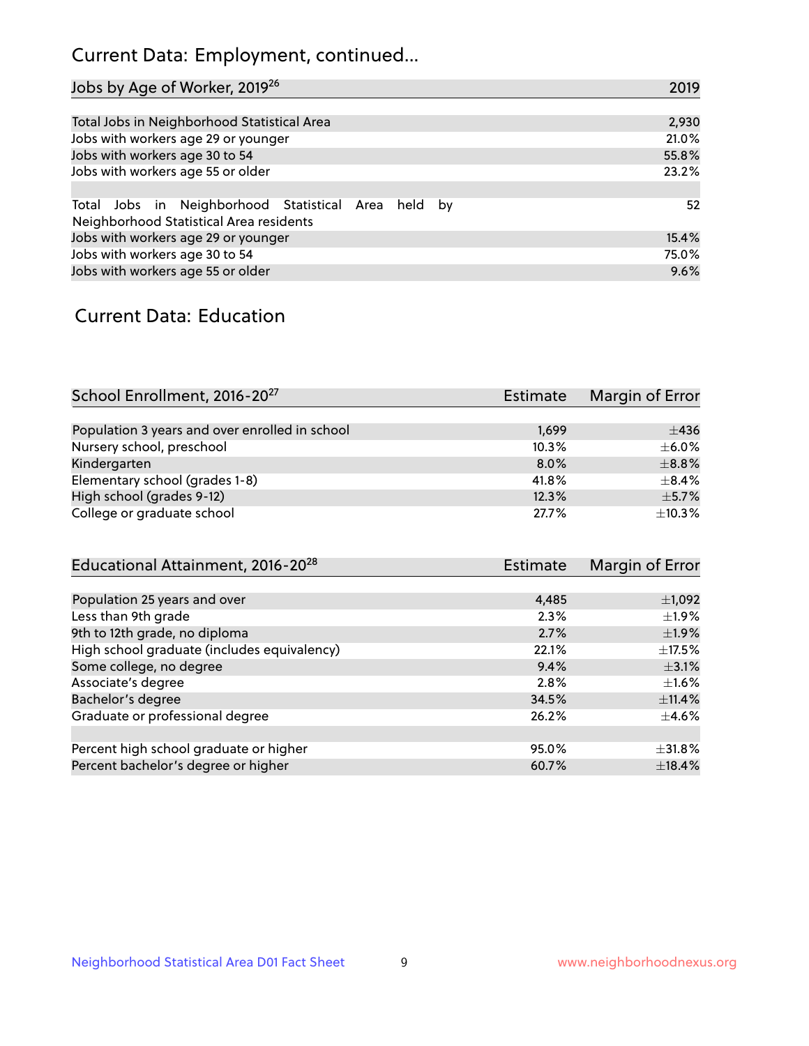## Current Data: Employment, continued...

| Jobs by Age of Worker, 2019[26] | 2019 |
|---|---|
| Total Jobs in Neighborhood Statistical Area | 2,930 |
| Jobs with workers age 29 or younger | 21.0% |
| Jobs with workers age 30 to 54 | 55.8% |
| Jobs with workers age 55 or older | 23.2% |
| | |
| Total Jobs in Neighborhood Statistical Area held by Neighborhood Statistical Area residents | 52 |
| Jobs with workers age 29 or younger | 15.4% |
| Jobs with workers age 30 to 54 | 75.0% |
| Jobs with workers age 55 or older | 9.6% |

## Current Data: Education

| School Enrollment, 2016-20[27] | Estimate | Margin of Error |
|---|---|---|
| Population 3 years and over enrolled in school | 1,699 | ±436 |
| Nursery school, preschool | 10.3% | ±6.0% |
| Kindergarten | 8.0% | ±8.8% |
| Elementary school (grades 1-8) | 41.8% | ±8.4% |
| High school (grades 9-12) | 12.3% | ±5.7% |
| College or graduate school | 27.7% | ±10.3% |

| Educational Attainment, 2016-20[28] | Estimate | Margin of Error |
|---|---|---|
| Population 25 years and over | 4,485 | ±1,092 |
| Less than 9th grade | 2.3% | ±1.9% |
| 9th to 12th grade, no diploma | 2.7% | ±1.9% |
| High school graduate (includes equivalency) | 22.1% | ±17.5% |
| Some college, no degree | 9.4% | ±3.1% |
| Associate's degree | 2.8% | ±1.6% |
| Bachelor's degree | 34.5% | ±11.4% |
| Graduate or professional degree | 26.2% | ±4.6% |
| | | |
| Percent high school graduate or higher | 95.0% | ±31.8% |
| Percent bachelor's degree or higher | 60.7% | ±18.4% |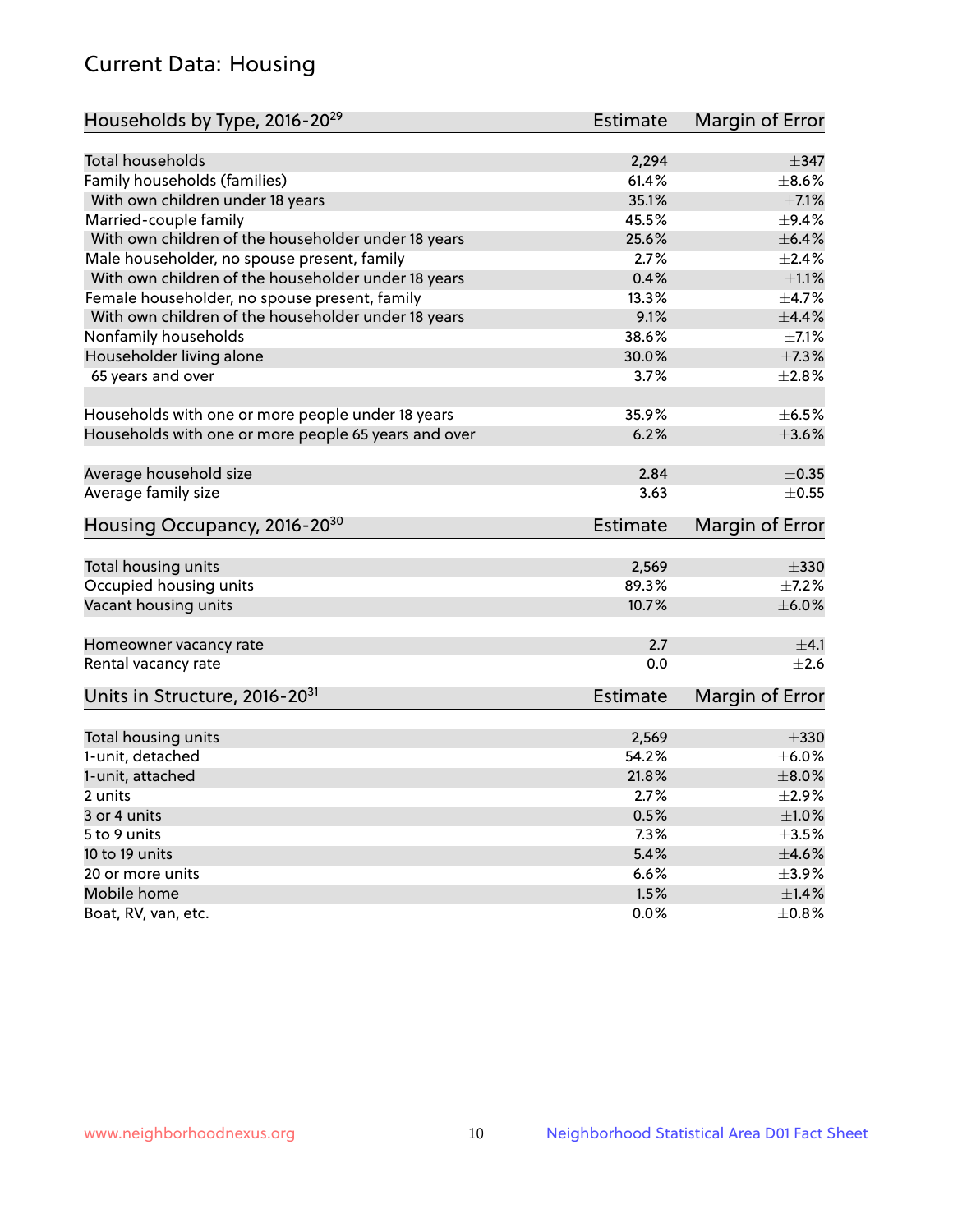## Current Data: Housing

| Households by Type, 2016-20[29] | Estimate | Margin of Error |
|---|---|---|
| Total households | 2,294 | ±347 |
| Family households (families) | 61.4% | ±8.6% |
| With own children under 18 years | 35.1% | ±7.1% |
| Married-couple family | 45.5% | ±9.4% |
| With own children of the householder under 18 years | 25.6% | ±6.4% |
| Male householder, no spouse present, family | 2.7% | ±2.4% |
| With own children of the householder under 18 years | 0.4% | ±1.1% |
| Female householder, no spouse present, family | 13.3% | ±4.7% |
| With own children of the householder under 18 years | 9.1% | ±4.4% |
| Nonfamily households | 38.6% | ±7.1% |
| Householder living alone | 30.0% | ±7.3% |
| 65 years and over | 3.7% | ±2.8% |
| Households with one or more people under 18 years | 35.9% | ±6.5% |
| Households with one or more people 65 years and over | 6.2% | ±3.6% |
| Average household size | 2.84 | ±0.35 |
| Average family size | 3.63 | ±0.55 |

| Housing Occupancy, 2016-20[30] | Estimate | Margin of Error |
|---|---|---|
| Total housing units | 2,569 | ±330 |
| Occupied housing units | 89.3% | ±7.2% |
| Vacant housing units | 10.7% | ±6.0% |
| Homeowner vacancy rate | 2.7 | ±4.1 |
| Rental vacancy rate | 0.0 | ±2.6 |

| Units in Structure, 2016-20[31] | Estimate | Margin of Error |
|---|---|---|
| Total housing units | 2,569 | ±330 |
| 1-unit, detached | 54.2% | ±6.0% |
| 1-unit, attached | 21.8% | ±8.0% |
| 2 units | 2.7% | ±2.9% |
| 3 or 4 units | 0.5% | ±1.0% |
| 5 to 9 units | 7.3% | ±3.5% |
| 10 to 19 units | 5.4% | ±4.6% |
| 20 or more units | 6.6% | ±3.9% |
| Mobile home | 1.5% | ±1.4% |
| Boat, RV, van, etc. | 0.0% | ±0.8% |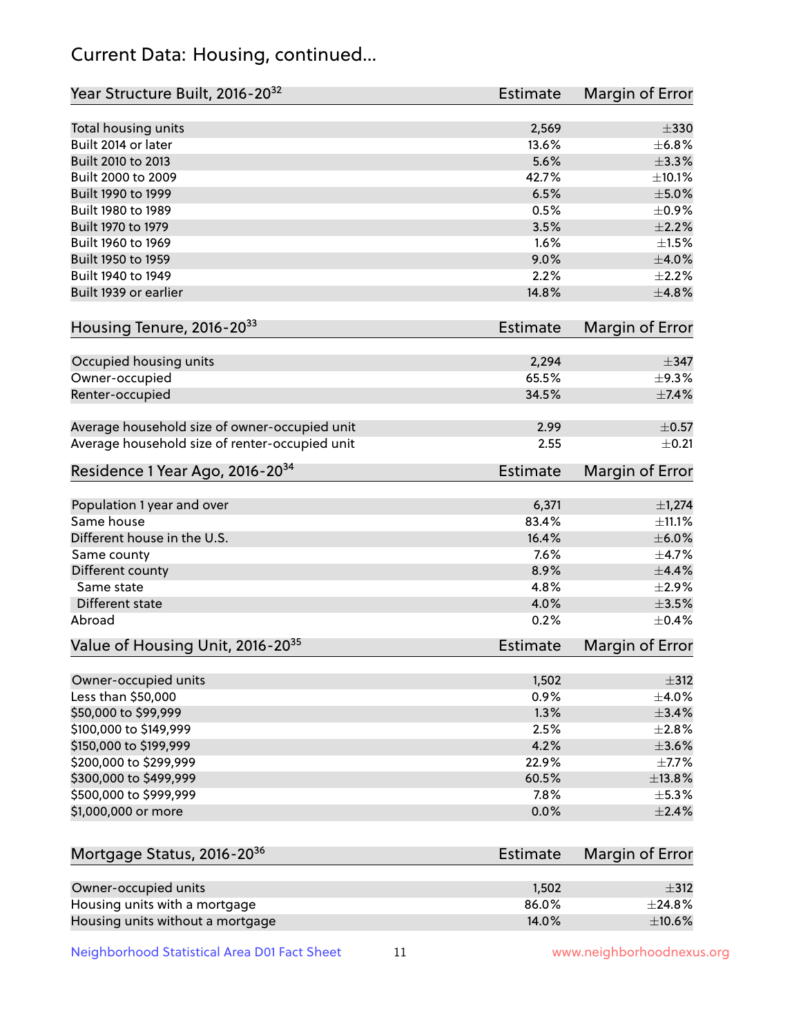## Current Data: Housing, continued...

| Year Structure Built, 2016-20[32] | Estimate | Margin of Error |
|---|---|---|
| Total housing units | 2,569 | ±330 |
| Built 2014 or later | 13.6% | ±6.8% |
| Built 2010 to 2013 | 5.6% | ±3.3% |
| Built 2000 to 2009 | 42.7% | ±10.1% |
| Built 1990 to 1999 | 6.5% | ±5.0% |
| Built 1980 to 1989 | 0.5% | ±0.9% |
| Built 1970 to 1979 | 3.5% | ±2.2% |
| Built 1960 to 1969 | 1.6% | ±1.5% |
| Built 1950 to 1959 | 9.0% | ±4.0% |
| Built 1940 to 1949 | 2.2% | ±2.2% |
| Built 1939 or earlier | 14.8% | ±4.8% |

| Housing Tenure, 2016-20[33] | Estimate | Margin of Error |
|---|---|---|
| Occupied housing units | 2,294 | ±347 |
| Owner-occupied | 65.5% | ±9.3% |
| Renter-occupied | 34.5% | ±7.4% |
| Average household size of owner-occupied unit | 2.99 | ±0.57 |
| Average household size of renter-occupied unit | 2.55 | ±0.21 |

| Residence 1 Year Ago, 2016-20[34] | Estimate | Margin of Error |
|---|---|---|
| Population 1 year and over | 6,371 | ±1,274 |
| Same house | 83.4% | ±11.1% |
| Different house in the U.S. | 16.4% | ±6.0% |
| Same county | 7.6% | ±4.7% |
| Different county | 8.9% | ±4.4% |
| Same state | 4.8% | ±2.9% |
| Different state | 4.0% | ±3.5% |
| Abroad | 0.2% | ±0.4% |

| Value of Housing Unit, 2016-20[35] | Estimate | Margin of Error |
|---|---|---|
| Owner-occupied units | 1,502 | ±312 |
| Less than $50,000 | 0.9% | ±4.0% |
| $50,000 to $99,999 | 1.3% | ±3.4% |
| $100,000 to $149,999 | 2.5% | ±2.8% |
| $150,000 to $199,999 | 4.2% | ±3.6% |
| $200,000 to $299,999 | 22.9% | ±7.7% |
| $300,000 to $499,999 | 60.5% | ±13.8% |
| $500,000 to $999,999 | 7.8% | ±5.3% |
| $1,000,000 or more | 0.0% | ±2.4% |

| Mortgage Status, 2016-20[36] | Estimate | Margin of Error |
|---|---|---|
| Owner-occupied units | 1,502 | ±312 |
| Housing units with a mortgage | 86.0% | ±24.8% |
| Housing units without a mortgage | 14.0% | ±10.6% |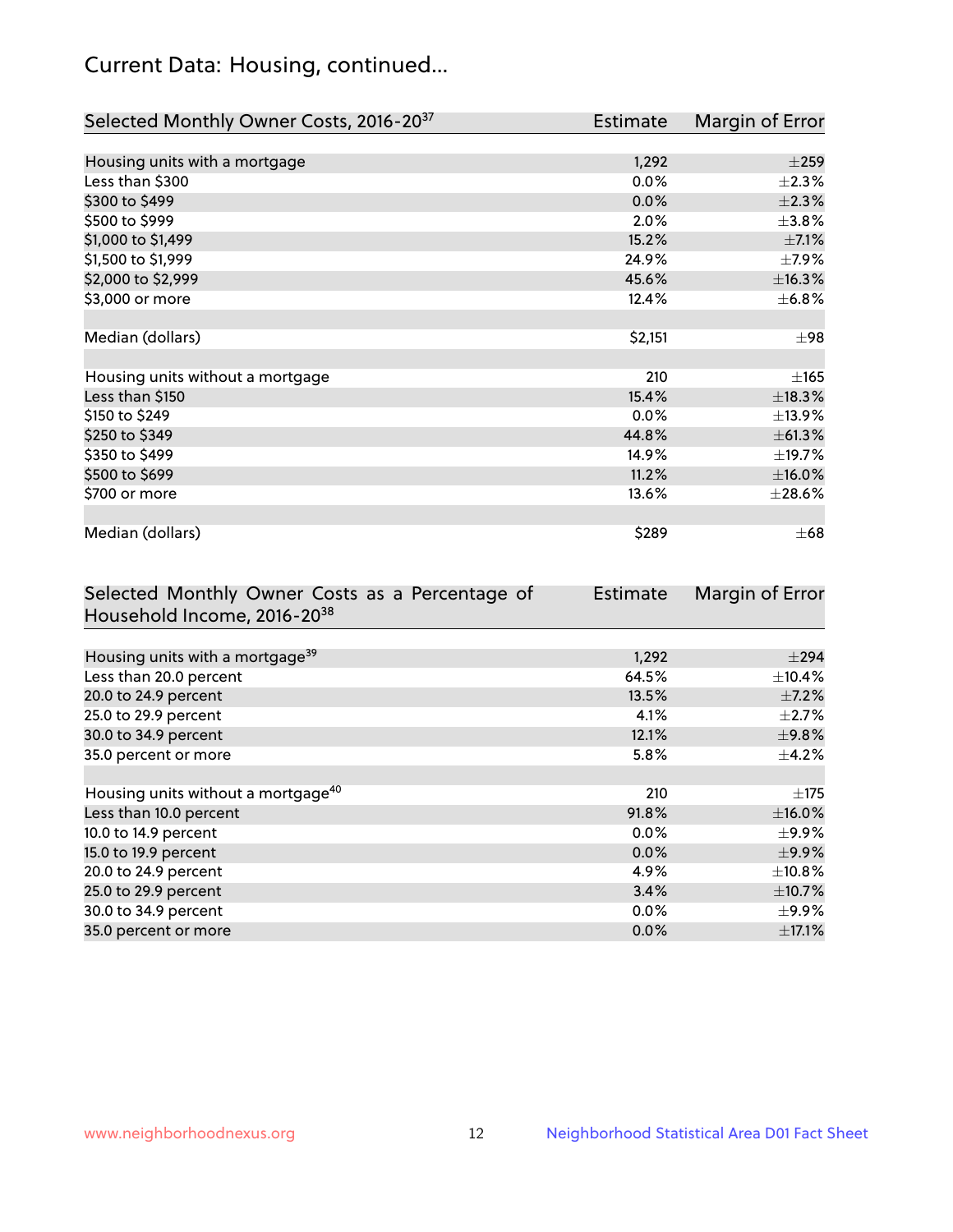## Current Data: Housing, continued...

| Selected Monthly Owner Costs, 2016-20[37] | Estimate | Margin of Error |
|---|---|---|
| Housing units with a mortgage | 1,292 | ±259 |
| Less than $300 | 0.0% | ±2.3% |
| $300 to $499 | 0.0% | ±2.3% |
| $500 to $999 | 2.0% | ±3.8% |
| $1,000 to $1,499 | 15.2% | ±7.1% |
| $1,500 to $1,999 | 24.9% | ±7.9% |
| $2,000 to $2,999 | 45.6% | ±16.3% |
| $3,000 or more | 12.4% | ±6.8% |
| | | |
| Median (dollars) | $2,151 | ±98 |
| | | |
| Housing units without a mortgage | 210 | ±165 |
| Less than $150 | 15.4% | ±18.3% |
| $150 to $249 | 0.0% | ±13.9% |
| $250 to $349 | 44.8% | ±61.3% |
| $350 to $499 | 14.9% | ±19.7% |
| $500 to $699 | 11.2% | ±16.0% |
| $700 or more | 13.6% | ±28.6% |
| | | |
| Median (dollars) | $289 | ±68 |

| Selected Monthly Owner Costs as a Percentage of Household Income, 2016-20[38] | Estimate | Margin of Error |
|---|---|---|
| Housing units with a mortgage[39] | 1,292 | ±294 |
| Less than 20.0 percent | 64.5% | ±10.4% |
| 20.0 to 24.9 percent | 13.5% | ±7.2% |
| 25.0 to 29.9 percent | 4.1% | ±2.7% |
| 30.0 to 34.9 percent | 12.1% | ±9.8% |
| 35.0 percent or more | 5.8% | ±4.2% |
| | | |
| Housing units without a mortgage[40] | 210 | ±175 |
| Less than 10.0 percent | 91.8% | ±16.0% |
| 10.0 to 14.9 percent | 0.0% | ±9.9% |
| 15.0 to 19.9 percent | 0.0% | ±9.9% |
| 20.0 to 24.9 percent | 4.9% | ±10.8% |
| 25.0 to 29.9 percent | 3.4% | ±10.7% |
| 30.0 to 34.9 percent | 0.0% | ±9.9% |
| 35.0 percent or more | 0.0% | ±17.1% |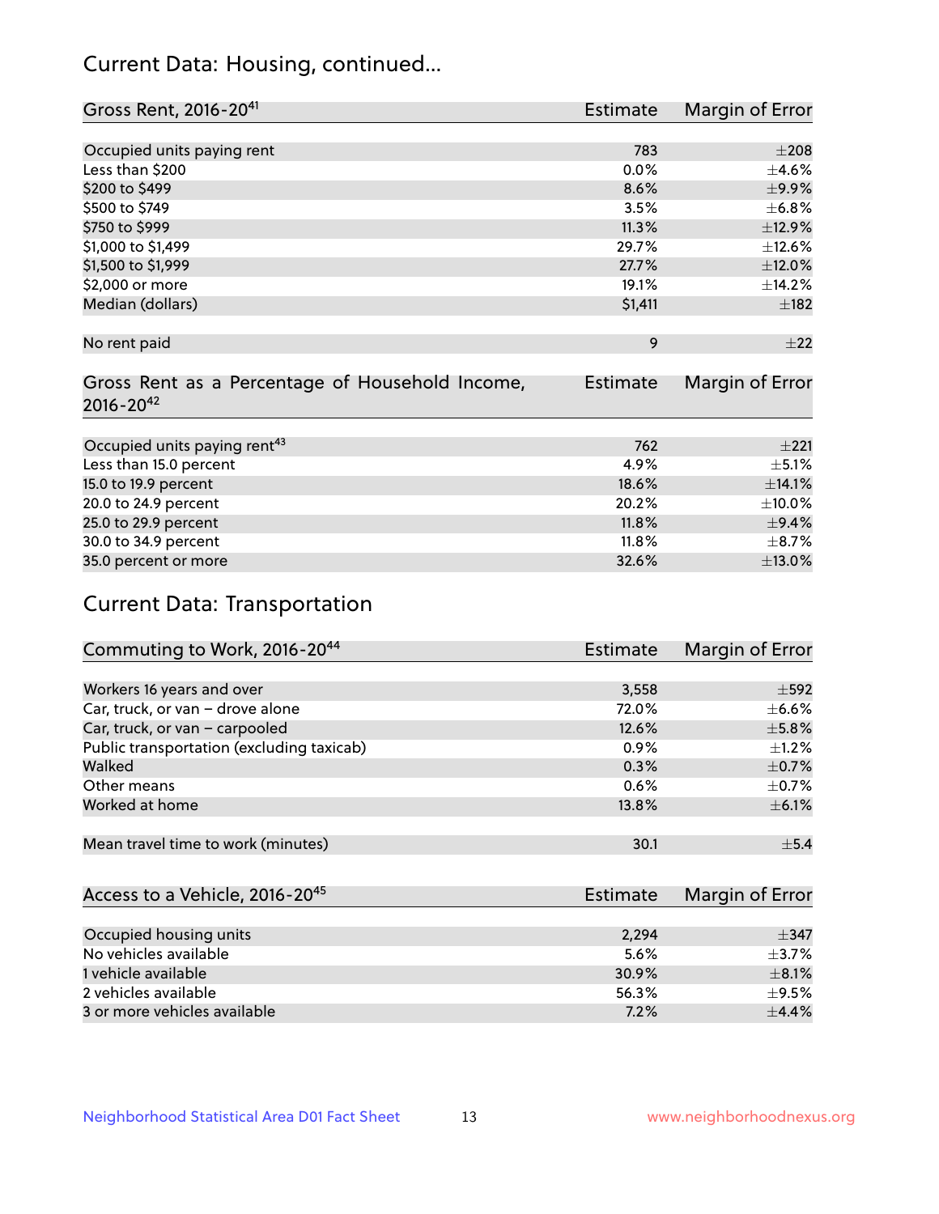## Current Data: Housing, continued...

| Gross Rent, 2016-20[41] | Estimate | Margin of Error |
|---|---|---|
| Occupied units paying rent | 783 | ±208 |
| Less than $200 | 0.0% | ±4.6% |
| $200 to $499 | 8.6% | ±9.9% |
| $500 to $749 | 3.5% | ±6.8% |
| $750 to $999 | 11.3% | ±12.9% |
| $1,000 to $1,499 | 29.7% | ±12.6% |
| $1,500 to $1,999 | 27.7% | ±12.0% |
| $2,000 or more | 19.1% | ±14.2% |
| Median (dollars) | $1,411 | ±182 |
| No rent paid | 9 | ±22 |

| Gross Rent as a Percentage of Household Income, 2016-20[42] | Estimate | Margin of Error |
|---|---|---|
| Occupied units paying rent[43] | 762 | ±221 |
| Less than 15.0 percent | 4.9% | ±5.1% |
| 15.0 to 19.9 percent | 18.6% | ±14.1% |
| 20.0 to 24.9 percent | 20.2% | ±10.0% |
| 25.0 to 29.9 percent | 11.8% | ±9.4% |
| 30.0 to 34.9 percent | 11.8% | ±8.7% |
| 35.0 percent or more | 32.6% | ±13.0% |

## Current Data: Transportation

| Commuting to Work, 2016-20[44] | Estimate | Margin of Error |
|---|---|---|
| Workers 16 years and over | 3,558 | ±592 |
| Car, truck, or van – drove alone | 72.0% | ±6.6% |
| Car, truck, or van – carpooled | 12.6% | ±5.8% |
| Public transportation (excluding taxicab) | 0.9% | ±1.2% |
| Walked | 0.3% | ±0.7% |
| Other means | 0.6% | ±0.7% |
| Worked at home | 13.8% | ±6.1% |
| Mean travel time to work (minutes) | 30.1 | ±5.4 |

| Access to a Vehicle, 2016-20[45] | Estimate | Margin of Error |
|---|---|---|
| Occupied housing units | 2,294 | ±347 |
| No vehicles available | 5.6% | ±3.7% |
| 1 vehicle available | 30.9% | ±8.1% |
| 2 vehicles available | 56.3% | ±9.5% |
| 3 or more vehicles available | 7.2% | ±4.4% |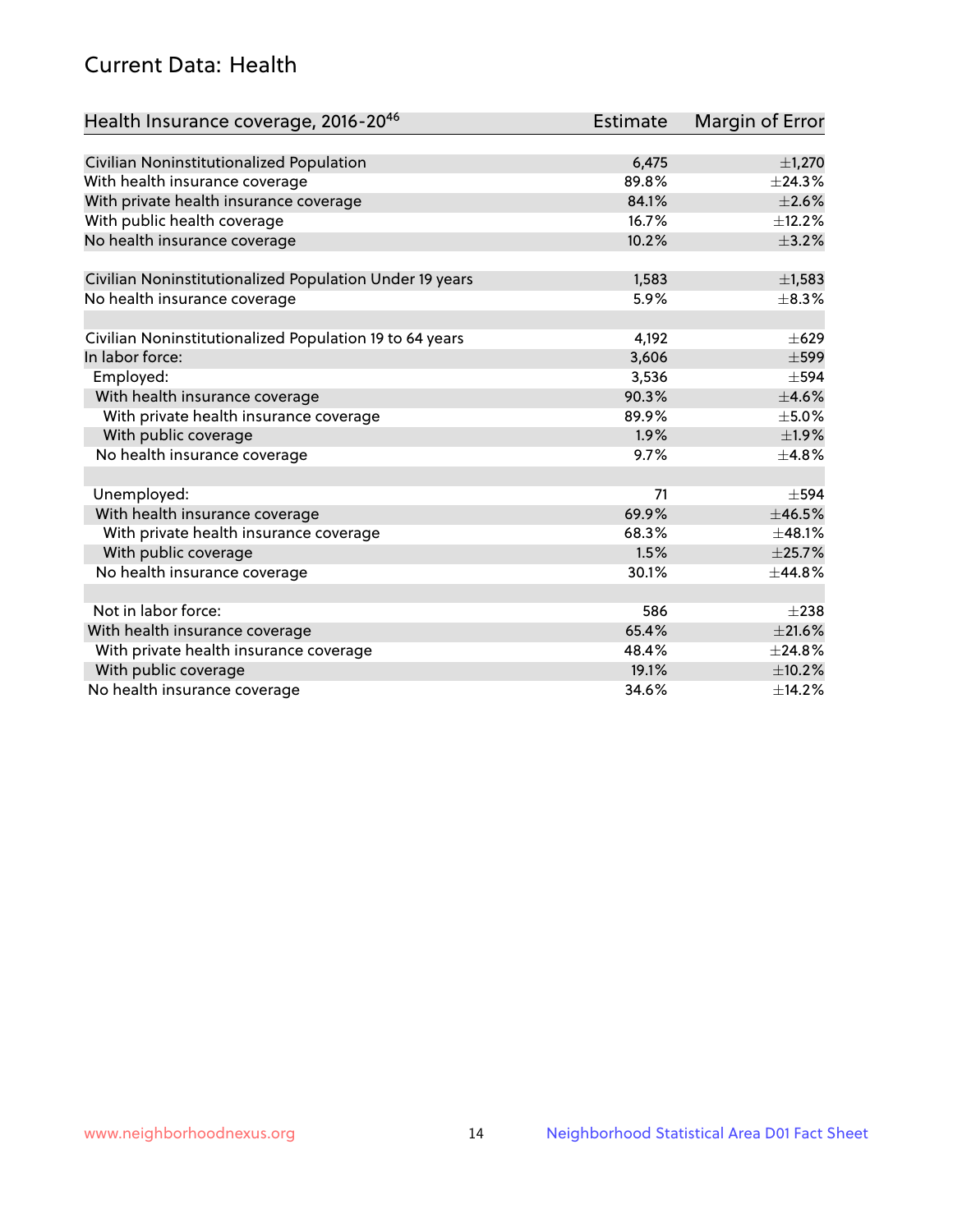## Current Data: Health

| Health Insurance coverage, 2016-20[46] | Estimate | Margin of Error |
|---|---|---|
| Civilian Noninstitutionalized Population | 6,475 | ±1,270 |
| With health insurance coverage | 89.8% | ±24.3% |
| With private health insurance coverage | 84.1% | ±2.6% |
| With public health coverage | 16.7% | ±12.2% |
| No health insurance coverage | 10.2% | ±3.2% |
| | | |
| Civilian Noninstitutionalized Population Under 19 years | 1,583 | ±1,583 |
| No health insurance coverage | 5.9% | ±8.3% |
| | | |
| Civilian Noninstitutionalized Population 19 to 64 years | 4,192 | ±629 |
| In labor force: | 3,606 | ±599 |
| Employed: | 3,536 | ±594 |
| With health insurance coverage | 90.3% | ±4.6% |
| With private health insurance coverage | 89.9% | ±5.0% |
| With public coverage | 1.9% | ±1.9% |
| No health insurance coverage | 9.7% | ±4.8% |
| | | |
| Unemployed: | 71 | ±594 |
| With health insurance coverage | 69.9% | ±46.5% |
| With private health insurance coverage | 68.3% | ±48.1% |
| With public coverage | 1.5% | ±25.7% |
| No health insurance coverage | 30.1% | ±44.8% |
| | | |
| Not in labor force: | 586 | ±238 |
| With health insurance coverage | 65.4% | ±21.6% |
| With private health insurance coverage | 48.4% | ±24.8% |
| With public coverage | 19.1% | ±10.2% |
| No health insurance coverage | 34.6% | ±14.2% |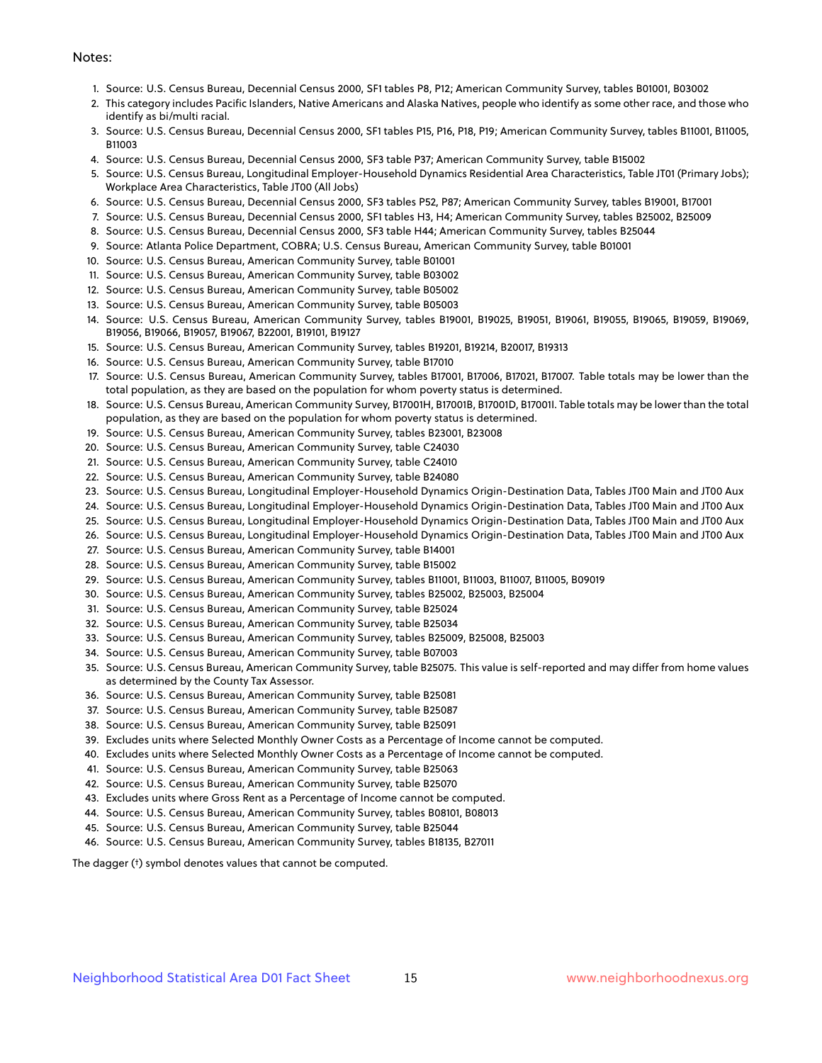Notes:

1. Source: U.S. Census Bureau, Decennial Census 2000, SF1 tables P8, P12; American Community Survey, tables B01001, B03002
2. This category includes Pacific Islanders, Native Americans and Alaska Natives, people who identify as some other race, and those who identify as bi/multi racial.
3. Source: U.S. Census Bureau, Decennial Census 2000, SF1 tables P15, P16, P18, P19; American Community Survey, tables B11001, B11005, B11003
4. Source: U.S. Census Bureau, Decennial Census 2000, SF3 table P37; American Community Survey, table B15002
5. Source: U.S. Census Bureau, Longitudinal Employer-Household Dynamics Residential Area Characteristics, Table JT01 (Primary Jobs); Workplace Area Characteristics, Table JT00 (All Jobs)
6. Source: U.S. Census Bureau, Decennial Census 2000, SF3 tables P52, P87; American Community Survey, tables B19001, B17001
7. Source: U.S. Census Bureau, Decennial Census 2000, SF1 tables H3, H4; American Community Survey, tables B25002, B25009
8. Source: U.S. Census Bureau, Decennial Census 2000, SF3 table H44; American Community Survey, tables B25044
9. Source: Atlanta Police Department, COBRA; U.S. Census Bureau, American Community Survey, table B01001
10. Source: U.S. Census Bureau, American Community Survey, table B01001
11. Source: U.S. Census Bureau, American Community Survey, table B03002
12. Source: U.S. Census Bureau, American Community Survey, table B05002
13. Source: U.S. Census Bureau, American Community Survey, table B05003
14. Source: U.S. Census Bureau, American Community Survey, tables B19001, B19025, B19051, B19061, B19055, B19065, B19059, B19069, B19056, B19066, B19057, B19067, B22001, B19101, B19127
15. Source: U.S. Census Bureau, American Community Survey, tables B19201, B19214, B20017, B19313
16. Source: U.S. Census Bureau, American Community Survey, table B17010
17. Source: U.S. Census Bureau, American Community Survey, tables B17001, B17006, B17021, B17007. Table totals may be lower than the total population, as they are based on the population for whom poverty status is determined.
18. Source: U.S. Census Bureau, American Community Survey, B17001H, B17001B, B17001D, B17001I. Table totals may be lower than the total population, as they are based on the population for whom poverty status is determined.
19. Source: U.S. Census Bureau, American Community Survey, tables B23001, B23008
20. Source: U.S. Census Bureau, American Community Survey, table C24030
21. Source: U.S. Census Bureau, American Community Survey, table C24010
22. Source: U.S. Census Bureau, American Community Survey, table B24080
23. Source: U.S. Census Bureau, Longitudinal Employer-Household Dynamics Origin-Destination Data, Tables JT00 Main and JT00 Aux
24. Source: U.S. Census Bureau, Longitudinal Employer-Household Dynamics Origin-Destination Data, Tables JT00 Main and JT00 Aux
25. Source: U.S. Census Bureau, Longitudinal Employer-Household Dynamics Origin-Destination Data, Tables JT00 Main and JT00 Aux
26. Source: U.S. Census Bureau, Longitudinal Employer-Household Dynamics Origin-Destination Data, Tables JT00 Main and JT00 Aux
27. Source: U.S. Census Bureau, American Community Survey, table B14001
28. Source: U.S. Census Bureau, American Community Survey, table B15002
29. Source: U.S. Census Bureau, American Community Survey, tables B11001, B11003, B11007, B11005, B09019
30. Source: U.S. Census Bureau, American Community Survey, tables B25002, B25003, B25004
31. Source: U.S. Census Bureau, American Community Survey, table B25024
32. Source: U.S. Census Bureau, American Community Survey, table B25034
33. Source: U.S. Census Bureau, American Community Survey, tables B25009, B25008, B25003
34. Source: U.S. Census Bureau, American Community Survey, table B07003
35. Source: U.S. Census Bureau, American Community Survey, table B25075. This value is self-reported and may differ from home values as determined by the County Tax Assessor.
36. Source: U.S. Census Bureau, American Community Survey, table B25081
37. Source: U.S. Census Bureau, American Community Survey, table B25087
38. Source: U.S. Census Bureau, American Community Survey, table B25091
39. Excludes units where Selected Monthly Owner Costs as a Percentage of Income cannot be computed.
40. Excludes units where Selected Monthly Owner Costs as a Percentage of Income cannot be computed.
41. Source: U.S. Census Bureau, American Community Survey, table B25063
42. Source: U.S. Census Bureau, American Community Survey, table B25070
43. Excludes units where Gross Rent as a Percentage of Income cannot be computed.
44. Source: U.S. Census Bureau, American Community Survey, tables B08101, B08013
45. Source: U.S. Census Bureau, American Community Survey, table B25044
46. Source: U.S. Census Bureau, American Community Survey, tables B18135, B27011

The dagger (†) symbol denotes values that cannot be computed.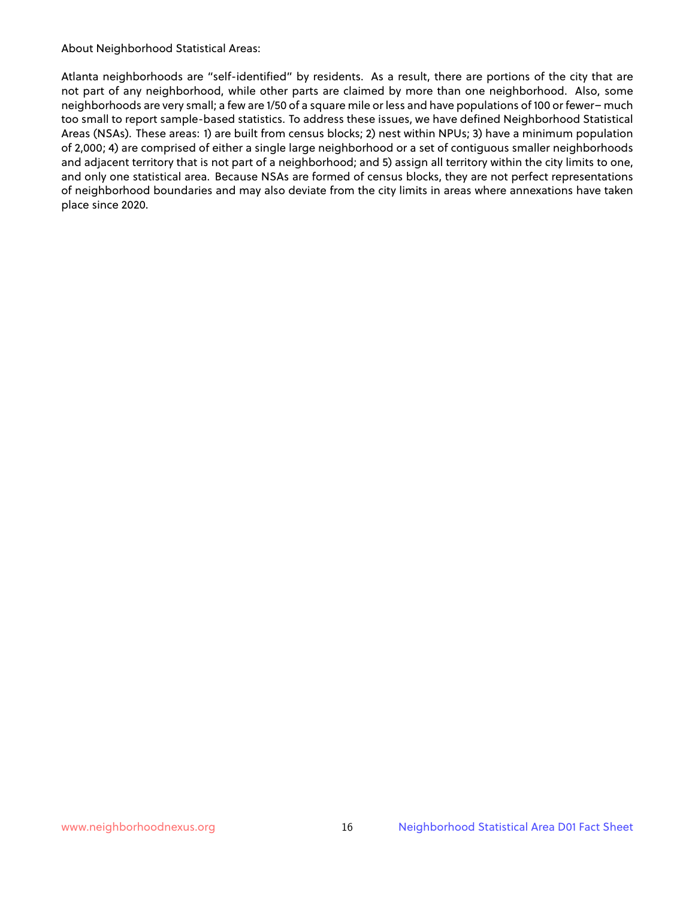About Neighborhood Statistical Areas:

Atlanta neighborhoods are "self-identified" by residents. As a result, there are portions of the city that are not part of any neighborhood, while other parts are claimed by more than one neighborhood. Also, some neighborhoods are very small; a few are 1/50 of a square mile or less and have populations of 100 or fewer– much too small to report sample-based statistics. To address these issues, we have defined Neighborhood Statistical Areas (NSAs). These areas: 1) are built from census blocks; 2) nest within NPUs; 3) have a minimum population of 2,000; 4) are comprised of either a single large neighborhood or a set of contiguous smaller neighborhoods and adjacent territory that is not part of a neighborhood; and 5) assign all territory within the city limits to one, and only one statistical area. Because NSAs are formed of census blocks, they are not perfect representations of neighborhood boundaries and may also deviate from the city limits in areas where annexations have taken place since 2020.